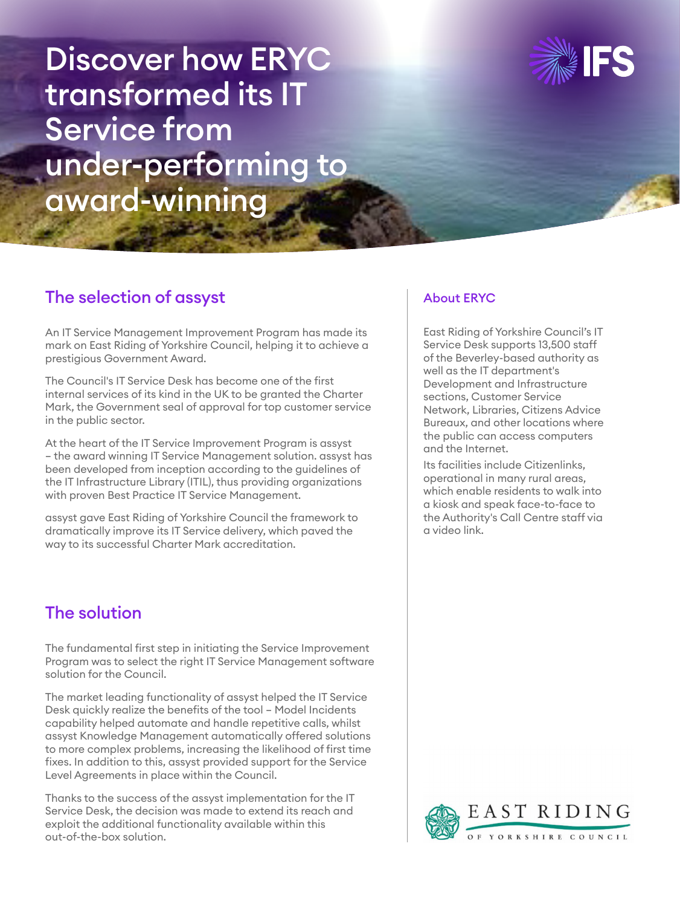# Discover how ERYC transformed its IT Service from under-performing to award-winning

## The selection of assyst

An IT Service Management Improvement Program has made its mark on East Riding of Yorkshire Council, helping it to achieve a prestigious Government Award.

The Council's IT Service Desk has become one of the first internal services of its kind in the UK to be granted the Charter Mark, the Government seal of approval for top customer service in the public sector.

At the heart of the IT Service Improvement Program is assyst – the award winning IT Service Management solution. assyst has been developed from inception according to the guidelines of the IT Infrastructure Library (ITIL), thus providing organizations with proven Best Practice IT Service Management.

assyst gave East Riding of Yorkshire Council the framework to dramatically improve its IT Service delivery, which paved the way to its successful Charter Mark accreditation.

## The solution

The fundamental first step in initiating the Service Improvement Program was to select the right IT Service Management software solution for the Council.

The market leading functionality of assyst helped the IT Service Desk quickly realize the benefits of the tool – Model Incidents capability helped automate and handle repetitive calls, whilst assyst Knowledge Management automatically offered solutions to more complex problems, increasing the likelihood of first time fixes. In addition to this, assyst provided support for the Service Level Agreements in place within the Council.

Thanks to the success of the assyst implementation for the IT Service Desk, the decision was made to extend its reach and exploit the additional functionality available within this out-of-the-box solution.

### About ERYC

East Riding of Yorkshire Council's IT Service Desk supports 13,500 staff of the Beverley-based authority as well as the IT department's Development and Infrastructure sections, Customer Service Network, Libraries, Citizens Advice Bureaux, and other locations where the public can access computers and the Internet.

Its facilities include Citizenlinks, operational in many rural areas, which enable residents to walk into a kiosk and speak face-to-face to the Authority's Call Centre staff via a video link.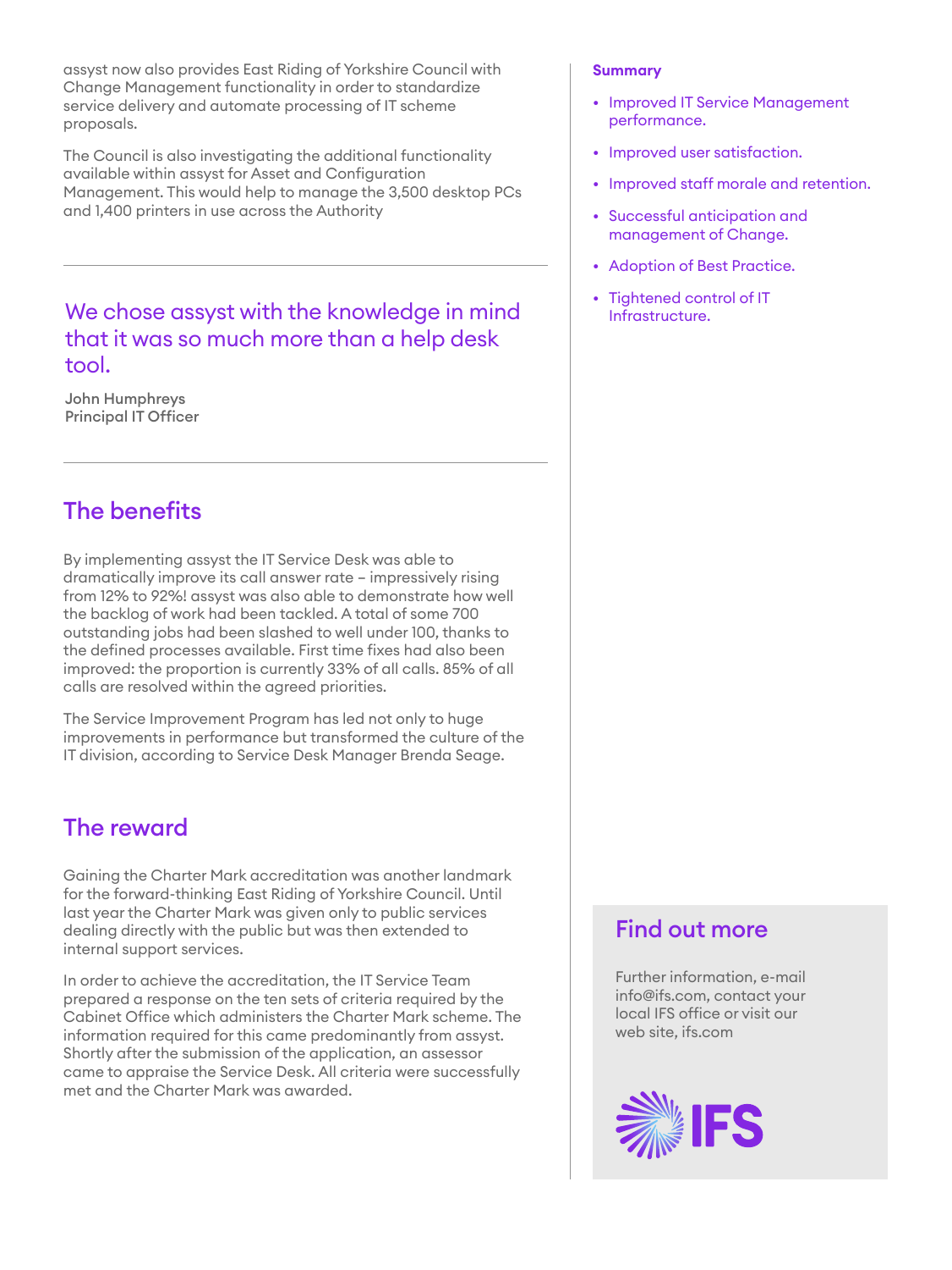assyst now also provides East Riding of Yorkshire Council with Change Management functionality in order to standardize service delivery and automate processing of IT scheme proposals.

The Council is also investigating the additional functionality available within assyst for Asset and Configuration Management. This would help to manage the 3,500 desktop PCs and 1,400 printers in use across the Authority

> We chose assyst with the knowledge in mind that it was so much more than a help desk tool.
>
> **John Humphreys**
> **Principal IT Officer**

## The benefits

By implementing assyst the IT Service Desk was able to dramatically improve its call answer rate – impressively rising from 12% to 92%! assyst was also able to demonstrate how well the backlog of work had been tackled. A total of some 700 outstanding jobs had been slashed to well under 100, thanks to the defined processes available. First time fixes had also been improved: the proportion is currently 33% of all calls. 85% of all calls are resolved within the agreed priorities.

The Service Improvement Program has led not only to huge improvements in performance but transformed the culture of the IT division, according to Service Desk Manager Brenda Seage.

## The reward

Gaining the Charter Mark accreditation was another landmark for the forward-thinking East Riding of Yorkshire Council. Until last year the Charter Mark was given only to public services dealing directly with the public but was then extended to internal support services.

In order to achieve the accreditation, the IT Service Team prepared a response on the ten sets of criteria required by the Cabinet Office which administers the Charter Mark scheme. The information required for this came predominantly from assyst. Shortly after the submission of the application, an assessor came to appraise the Service Desk. All criteria were successfully met and the Charter Mark was awarded.

**Summary**

- Improved IT Service Management performance.
- Improved user satisfaction.
- Improved staff morale and retention.
- Successful anticipation and management of Change.
- Adoption of Best Practice.
- Tightened control of IT Infrastructure.

## Find out more

Further information, e-mail info@ifs.com, contact your local IFS office or visit our web site, ifs.com

IFS